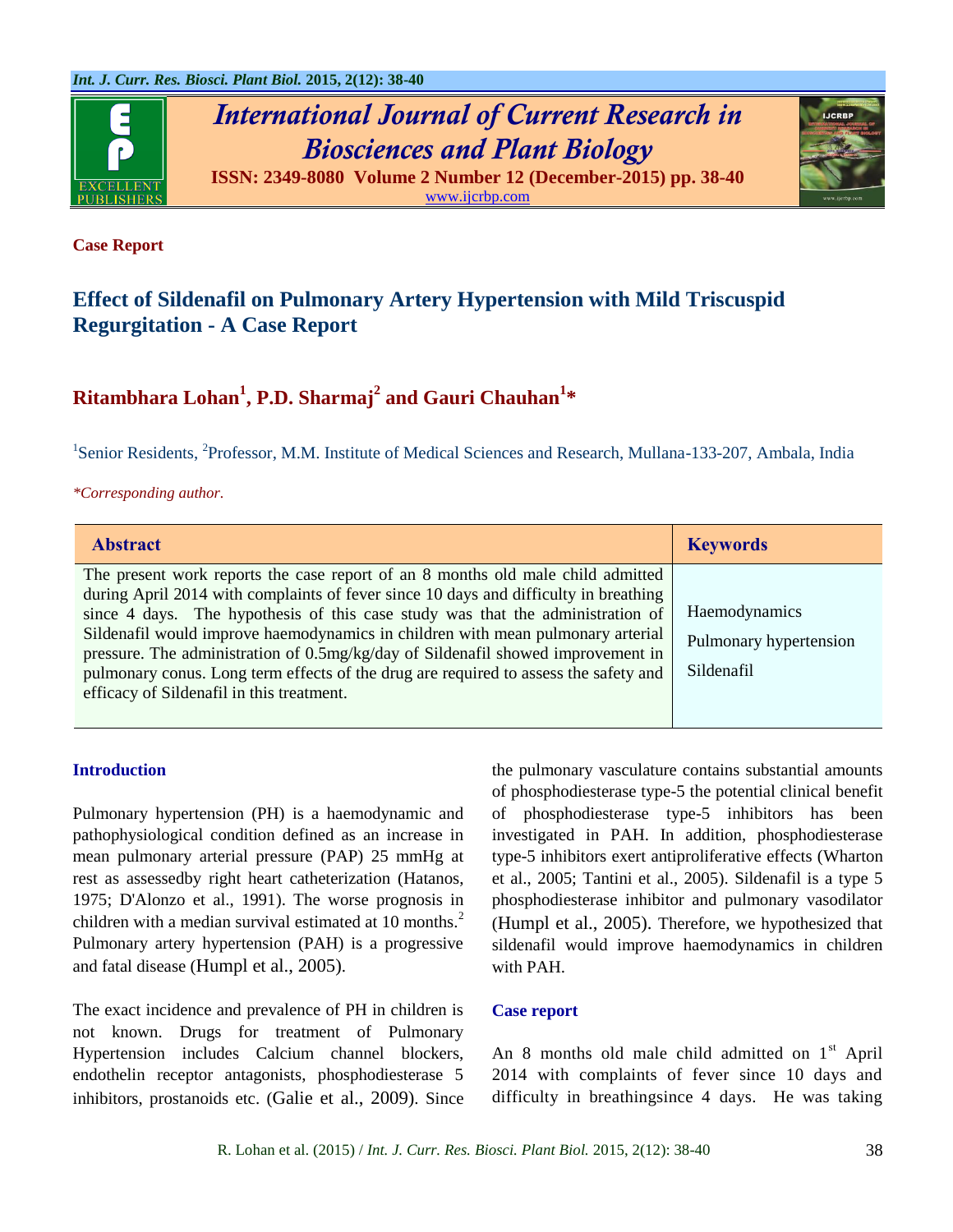Case Report

# Effect of Sildenafil on Pulmonary Artery Hypertension with Mild Triscuspid Regurgitation - A Case Report

**Ritambhara Lohan[1], P.D. Sharmaj[2] and Gauri Chauhan[1]***

[1]Senior Residents, [2]Professor, M.M. Institute of Medical Sciences and Research, Mullana-133-207, Ambala, India

*Corresponding author.

| Abstract | Keywords |
|---|---|
| The present work reports the case report of an 8 months old male child admitted during April 2014 with complaints of fever since 10 days and difficulty in breathing since 4 days. The hypothesis of this case study was that the administration of Sildenafil would improve haemodynamics in children with mean pulmonary arterial pressure. The administration of 0.5mg/kg/day of Sildenafil showed improvement in pulmonary conus. Long term effects of the drug are required to assess the safety and efficacy of Sildenafil in this treatment. | Haemodynamics<br>Pulmonary hypertension<br>Sildenafil |

## Introduction

Pulmonary hypertension (PH) is a haemodynamic and pathophysiological condition defined as an increase in mean pulmonary arterial pressure (PAP) 25 mmHg at rest as assessedby right heart catheterization (Hatanos, 1975; D'Alonzo et al., 1991). The worse prognosis in children with a median survival estimated at 10 months.[2] Pulmonary artery hypertension (PAH) is a progressive and fatal disease (Humpl et al., 2005).

The exact incidence and prevalence of PH in children is not known. Drugs for treatment of Pulmonary Hypertension includes Calcium channel blockers, endothelin receptor antagonists, phosphodiesterase 5 inhibitors, prostanoids etc. (Galie et al., 2009). Since the pulmonary vasculature contains substantial amounts of phosphodiesterase type-5 the potential clinical benefit of phosphodiesterase type-5 inhibitors has been investigated in PAH. In addition, phosphodiesterase type-5 inhibitors exert antiproliferative effects (Wharton et al., 2005; Tantini et al., 2005). Sildenafil is a type 5 phosphodiesterase inhibitor and pulmonary vasodilator (Humpl et al., 2005). Therefore, we hypothesized that sildenafil would improve haemodynamics in children with PAH.

## Case report

An 8 months old male child admitted on 1st April 2014 with complaints of fever since 10 days and difficulty in breathingsince 4 days. He was taking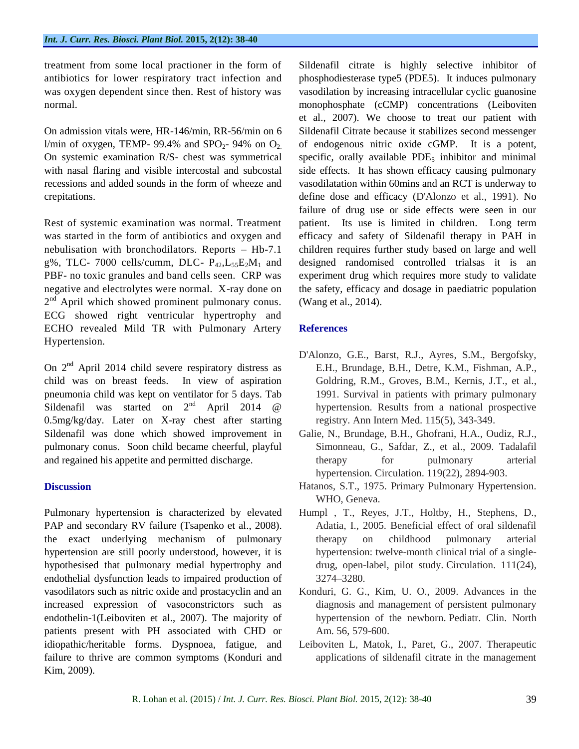treatment from some local practioner in the form of antibiotics for lower respiratory tract infection and was oxygen dependent since then. Rest of history was normal.

On admission vitals were, HR-146/min, RR-56/min on 6 l/min of oxygen, TEMP- 99.4% and $SPO_2$- 94% on $O_2$. On systemic examination R/S- chest was symmetrical with nasal flaring and visible intercostal and subcostal recessions and added sounds in the form of wheeze and crepitations.

Rest of systemic examination was normal. Treatment was started in the form of antibiotics and oxygen and nebulisation with bronchodilators. Reports – Hb-7.1 g%, TLC- 7000 cells/cumm, DLC- $P_{42}$,$L_{55}$$E_2$$M_1$ and PBF- no toxic granules and band cells seen. CRP was negative and electrolytes were normal. X-ray done on 2nd April which showed prominent pulmonary conus. ECG showed right ventricular hypertrophy and ECHO revealed Mild TR with Pulmonary Artery Hypertension.

On 2nd April 2014 child severe respiratory distress as child was on breast feeds. In view of aspiration pneumonia child was kept on ventilator for 5 days. Tab Sildenafil was started on 2nd April 2014 @ 0.5mg/kg/day. Later on X-ray chest after starting Sildenafil was done which showed improvement in pulmonary conus. Soon child became cheerful, playful and regained his appetite and permitted discharge.

## Discussion

Pulmonary hypertension is characterized by elevated PAP and secondary RV failure (Tsapenko et al., 2008). the exact underlying mechanism of pulmonary hypertension are still poorly understood, however, it is hypothesised that pulmonary medial hypertrophy and endothelial dysfunction leads to impaired production of vasodilators such as nitric oxide and prostacyclin and an increased expression of vasoconstrictors such as endothelin-1(Leiboviten et al., 2007). The majority of patients present with PH associated with CHD or idiopathic/heritable forms. Dyspnoea, fatigue, and failure to thrive are common symptoms (Konduri and Kim, 2009).

Sildenafil citrate is highly selective inhibitor of phosphodiesterase type5 (PDE5). It induces pulmonary vasodilation by increasing intracellular cyclic guanosine monophosphate (cCMP) concentrations (Leiboviten et al., 2007). We choose to treat our patient with Sildenafil Citrate because it stabilizes second messenger of endogenous nitric oxide cGMP. It is a potent, specific, orally available $PDE_5$ inhibitor and minimal side effects. It has shown efficacy causing pulmonary vasodilatation within 60mins and an RCT is underway to define dose and efficacy (D'Alonzo et al., 1991). No failure of drug use or side effects were seen in our patient. Its use is limited in children. Long term efficacy and safety of Sildenafil therapy in PAH in children requires further study based on large and well designed randomised controlled trialsas it is an experiment drug which requires more study to validate the safety, efficacy and dosage in paediatric population (Wang et al., 2014).

## References

D'Alonzo, G.E., Barst, R.J., Ayres, S.M., Bergofsky, E.H., Brundage, B.H., Detre, K.M., Fishman, A.P., Goldring, R.M., Groves, B.M., Kernis, J.T., et al., 1991. Survival in patients with primary pulmonary hypertension. Results from a national prospective registry. Ann Intern Med. 115(5), 343-349.

Galie, N., Brundage, B.H., Ghofrani, H.A., Oudiz, R.J., Simonneau, G., Safdar, Z., et al., 2009. Tadalafil therapy for pulmonary arterial hypertension. Circulation. 119(22), 2894-903.

Hatanos, S.T., 1975. Primary Pulmonary Hypertension. WHO, Geneva.

Humpl , T., Reyes, J.T., Holtby, H., Stephens, D., Adatia, I., 2005. Beneficial effect of oral sildenafil therapy on childhood pulmonary arterial hypertension: twelve-month clinical trial of a single-drug, open-label, pilot study. Circulation. 111(24), 3274–3280.

Konduri, G. G., Kim, U. O., 2009. Advances in the diagnosis and management of persistent pulmonary hypertension of the newborn. Pediatr. Clin. North Am. 56, 579-600.

Leiboviten L, Matok, I., Paret, G., 2007. Therapeutic applications of sildenafil citrate in the management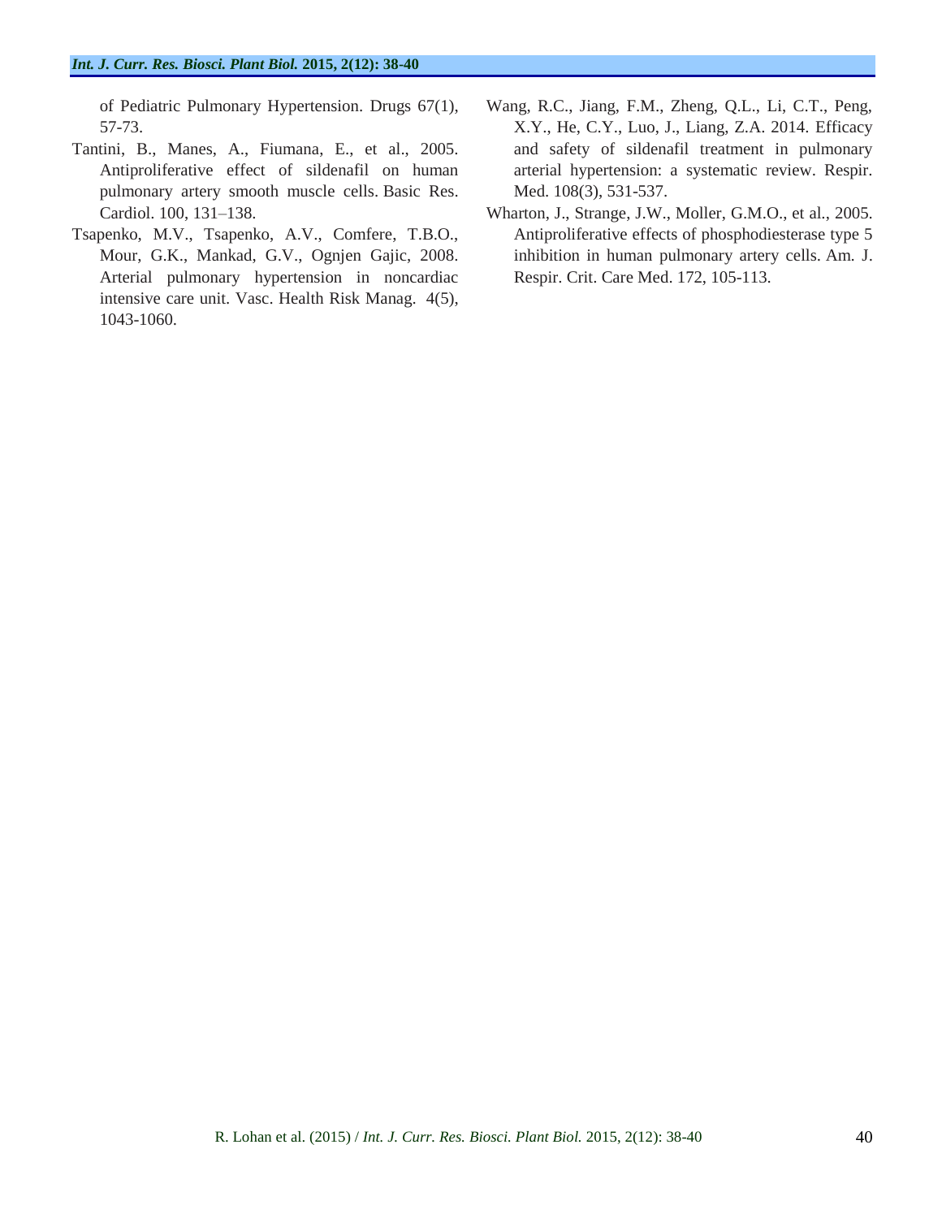of Pediatric Pulmonary Hypertension. Drugs 67(1), 57-73.

Tantini, B., Manes, A., Fiumana, E., et al., 2005. Antiproliferative effect of sildenafil on human pulmonary artery smooth muscle cells. Basic Res. Cardiol. 100, 131–138.

Tsapenko, M.V., Tsapenko, A.V., Comfere, T.B.O., Mour, G.K., Mankad, G.V., Ognjen Gajic, 2008. Arterial pulmonary hypertension in noncardiac intensive care unit. Vasc. Health Risk Manag. 4(5), 1043-1060.

Wang, R.C., Jiang, F.M., Zheng, Q.L., Li, C.T., Peng, X.Y., He, C.Y., Luo, J., Liang, Z.A. 2014. Efficacy and safety of sildenafil treatment in pulmonary arterial hypertension: a systematic review. Respir. Med. 108(3), 531-537.

Wharton, J., Strange, J.W., Moller, G.M.O., et al., 2005. Antiproliferative effects of phosphodiesterase type 5 inhibition in human pulmonary artery cells. Am. J. Respir. Crit. Care Med. 172, 105-113.